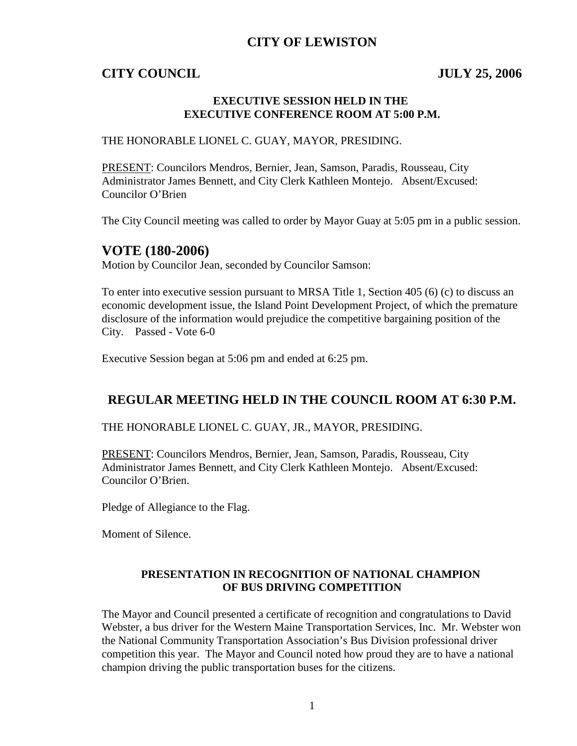# CITY OF LEWISTON

**CITY COUNCIL** **JULY 25, 2006**

**EXECUTIVE SESSION HELD IN THE EXECUTIVE CONFERENCE ROOM AT 5:00 P.M.**

THE HONORABLE LIONEL C. GUAY, MAYOR, PRESIDING.

PRESENT: Councilors Mendros, Bernier, Jean, Samson, Paradis, Rousseau, City Administrator James Bennett, and City Clerk Kathleen Montejo. Absent/Excused: Councilor O'Brien

The City Council meeting was called to order by Mayor Guay at 5:05 pm in a public session.

## VOTE (180-2006)

Motion by Councilor Jean, seconded by Councilor Samson:

To enter into executive session pursuant to MRSA Title 1, Section 405 (6) (c) to discuss an economic development issue, the Island Point Development Project, of which the premature disclosure of the information would prejudice the competitive bargaining position of the City. Passed - Vote 6-0

Executive Session began at 5:06 pm and ended at 6:25 pm.

## REGULAR MEETING HELD IN THE COUNCIL ROOM AT 6:30 P.M.

THE HONORABLE LIONEL C. GUAY, JR., MAYOR, PRESIDING.

PRESENT: Councilors Mendros, Bernier, Jean, Samson, Paradis, Rousseau, City Administrator James Bennett, and City Clerk Kathleen Montejo. Absent/Excused: Councilor O'Brien.

Pledge of Allegiance to the Flag.

Moment of Silence.

**PRESENTATION IN RECOGNITION OF NATIONAL CHAMPION OF BUS DRIVING COMPETITION**

The Mayor and Council presented a certificate of recognition and congratulations to David Webster, a bus driver for the Western Maine Transportation Services, Inc. Mr. Webster won the National Community Transportation Association's Bus Division professional driver competition this year. The Mayor and Council noted how proud they are to have a national champion driving the public transportation buses for the citizens.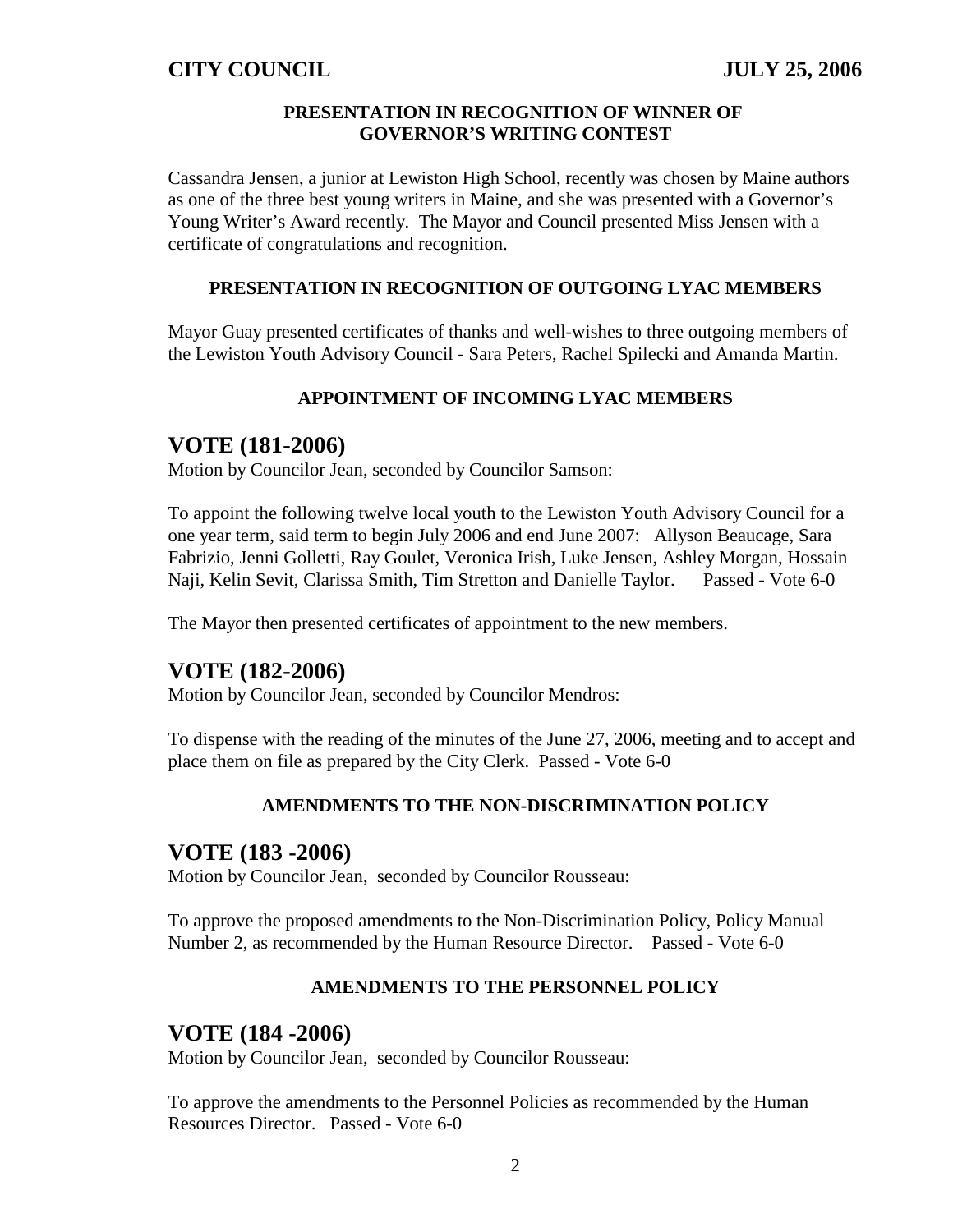#### PRESENTATION IN RECOGNITION OF WINNER OF GOVERNOR'S WRITING CONTEST

Cassandra Jensen, a junior at Lewiston High School, recently was chosen by Maine authors as one of the three best young writers in Maine, and she was presented with a Governor's Young Writer's Award recently. The Mayor and Council presented Miss Jensen with a certificate of congratulations and recognition.

#### PRESENTATION IN RECOGNITION OF OUTGOING LYAC MEMBERS

Mayor Guay presented certificates of thanks and well-wishes to three outgoing members of the Lewiston Youth Advisory Council - Sara Peters, Rachel Spilecki and Amanda Martin.

#### APPOINTMENT OF INCOMING LYAC MEMBERS

## VOTE (181-2006)

Motion by Councilor Jean, seconded by Councilor Samson:

To appoint the following twelve local youth to the Lewiston Youth Advisory Council for a one year term, said term to begin July 2006 and end June 2007: Allyson Beaucage, Sara Fabrizio, Jenni Golletti, Ray Goulet, Veronica Irish, Luke Jensen, Ashley Morgan, Hossain Naji, Kelin Sevit, Clarissa Smith, Tim Stretton and Danielle Taylor. Passed - Vote 6-0

The Mayor then presented certificates of appointment to the new members.

## VOTE (182-2006)

Motion by Councilor Jean, seconded by Councilor Mendros:

To dispense with the reading of the minutes of the June 27, 2006, meeting and to accept and place them on file as prepared by the City Clerk. Passed - Vote 6-0

#### AMENDMENTS TO THE NON-DISCRIMINATION POLICY

## VOTE (183 -2006)

Motion by Councilor Jean, seconded by Councilor Rousseau:

To approve the proposed amendments to the Non-Discrimination Policy, Policy Manual Number 2, as recommended by the Human Resource Director. Passed - Vote 6-0

#### AMENDMENTS TO THE PERSONNEL POLICY

## VOTE (184 -2006)

Motion by Councilor Jean, seconded by Councilor Rousseau:

To approve the amendments to the Personnel Policies as recommended by the Human Resources Director. Passed - Vote 6-0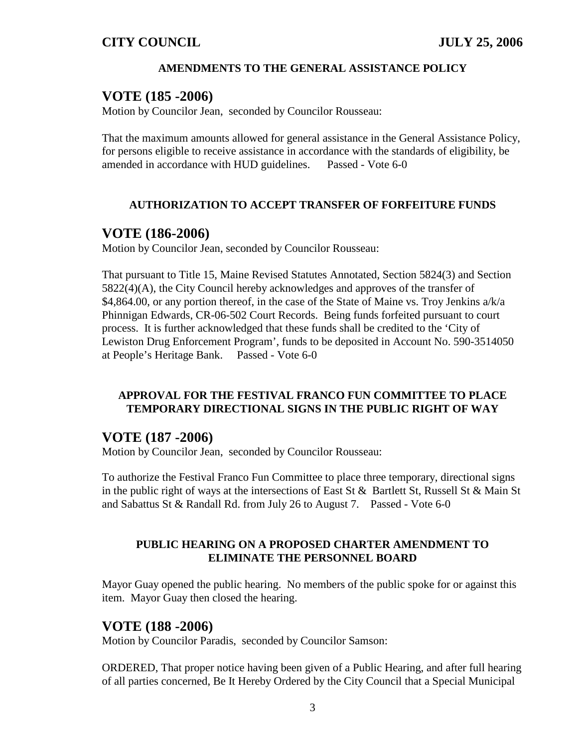**AMENDMENTS TO THE GENERAL ASSISTANCE POLICY**

## VOTE (185 -2006)

Motion by Councilor Jean, seconded by Councilor Rousseau:

That the maximum amounts allowed for general assistance in the General Assistance Policy, for persons eligible to receive assistance in accordance with the standards of eligibility, be amended in accordance with HUD guidelines. Passed - Vote 6-0

**AUTHORIZATION TO ACCEPT TRANSFER OF FORFEITURE FUNDS**

## VOTE (186-2006)

Motion by Councilor Jean, seconded by Councilor Rousseau:

That pursuant to Title 15, Maine Revised Statutes Annotated, Section 5824(3) and Section 5822(4)(A), the City Council hereby acknowledges and approves of the transfer of $4,864.00, or any portion thereof, in the case of the State of Maine vs. Troy Jenkins a/k/a Phinnigan Edwards, CR-06-502 Court Records. Being funds forfeited pursuant to court process. It is further acknowledged that these funds shall be credited to the 'City of Lewiston Drug Enforcement Program', funds to be deposited in Account No. 590-3514050 at People's Heritage Bank. Passed - Vote 6-0

**APPROVAL FOR THE FESTIVAL FRANCO FUN COMMITTEE TO PLACE TEMPORARY DIRECTIONAL SIGNS IN THE PUBLIC RIGHT OF WAY**

## VOTE (187 -2006)

Motion by Councilor Jean, seconded by Councilor Rousseau:

To authorize the Festival Franco Fun Committee to place three temporary, directional signs in the public right of ways at the intersections of East St & Bartlett St, Russell St & Main St and Sabattus St & Randall Rd. from July 26 to August 7. Passed - Vote 6-0

**PUBLIC HEARING ON A PROPOSED CHARTER AMENDMENT TO ELIMINATE THE PERSONNEL BOARD**

Mayor Guay opened the public hearing. No members of the public spoke for or against this item. Mayor Guay then closed the hearing.

## VOTE (188 -2006)

Motion by Councilor Paradis, seconded by Councilor Samson:

ORDERED, That proper notice having been given of a Public Hearing, and after full hearing of all parties concerned, Be It Hereby Ordered by the City Council that a Special Municipal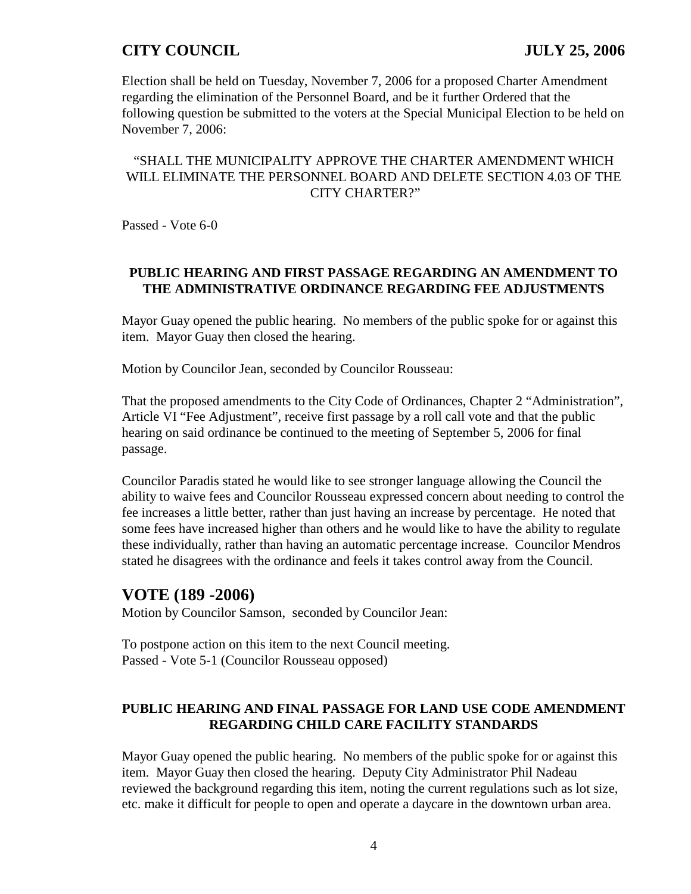Election shall be held on Tuesday, November 7, 2006 for a proposed Charter Amendment regarding the elimination of the Personnel Board, and be it further Ordered that the following question be submitted to the voters at the Special Municipal Election to be held on November 7, 2006:

"SHALL THE MUNICIPALITY APPROVE THE CHARTER AMENDMENT WHICH WILL ELIMINATE THE PERSONNEL BOARD AND DELETE SECTION 4.03 OF THE CITY CHARTER?"

Passed - Vote 6-0

### PUBLIC HEARING AND FIRST PASSAGE REGARDING AN AMENDMENT TO THE ADMINISTRATIVE ORDINANCE REGARDING FEE ADJUSTMENTS

Mayor Guay opened the public hearing. No members of the public spoke for or against this item. Mayor Guay then closed the hearing.

Motion by Councilor Jean, seconded by Councilor Rousseau:

That the proposed amendments to the City Code of Ordinances, Chapter 2 "Administration", Article VI "Fee Adjustment", receive first passage by a roll call vote and that the public hearing on said ordinance be continued to the meeting of September 5, 2006 for final passage.

Councilor Paradis stated he would like to see stronger language allowing the Council the ability to waive fees and Councilor Rousseau expressed concern about needing to control the fee increases a little better, rather than just having an increase by percentage. He noted that some fees have increased higher than others and he would like to have the ability to regulate these individually, rather than having an automatic percentage increase. Councilor Mendros stated he disagrees with the ordinance and feels it takes control away from the Council.

## VOTE (189 -2006)

Motion by Councilor Samson, seconded by Councilor Jean:

To postpone action on this item to the next Council meeting.
Passed - Vote 5-1 (Councilor Rousseau opposed)

### PUBLIC HEARING AND FINAL PASSAGE FOR LAND USE CODE AMENDMENT REGARDING CHILD CARE FACILITY STANDARDS

Mayor Guay opened the public hearing. No members of the public spoke for or against this item. Mayor Guay then closed the hearing. Deputy City Administrator Phil Nadeau reviewed the background regarding this item, noting the current regulations such as lot size, etc. make it difficult for people to open and operate a daycare in the downtown urban area.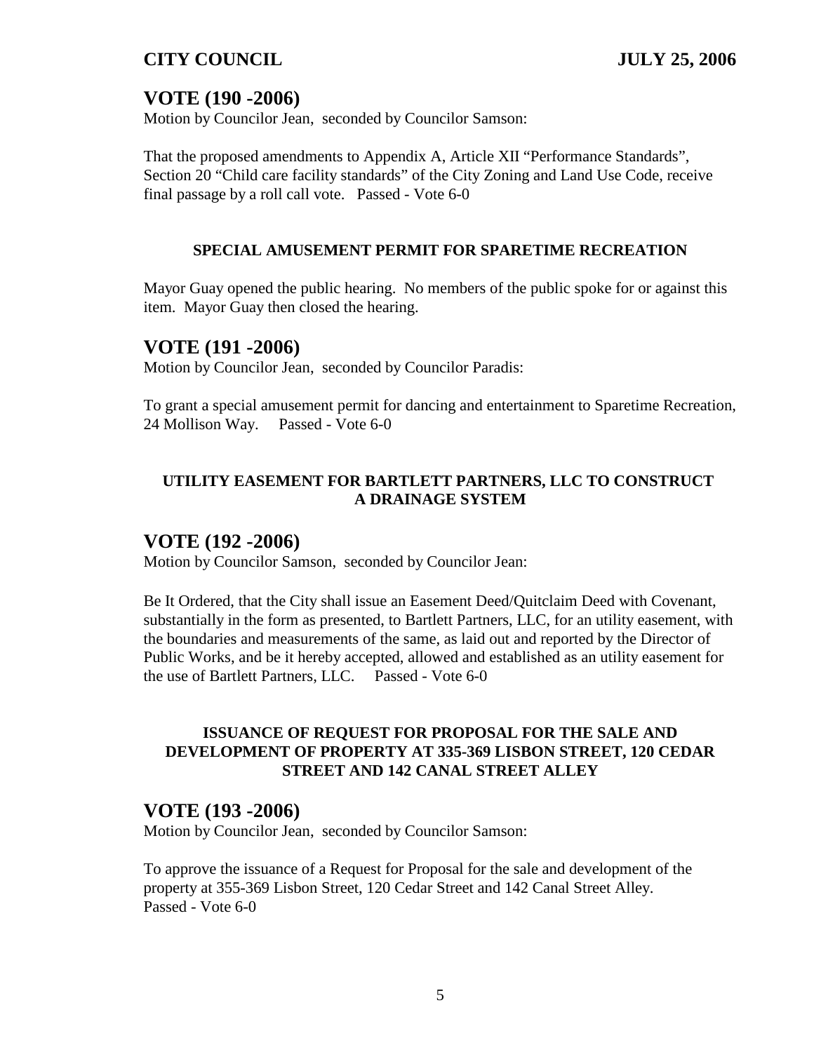## VOTE (190 -2006)

Motion by Councilor Jean, seconded by Councilor Samson:

That the proposed amendments to Appendix A, Article XII "Performance Standards", Section 20 "Child care facility standards" of the City Zoning and Land Use Code, receive final passage by a roll call vote. Passed - Vote 6-0

### SPECIAL AMUSEMENT PERMIT FOR SPARETIME RECREATION

Mayor Guay opened the public hearing. No members of the public spoke for or against this item. Mayor Guay then closed the hearing.

## VOTE (191 -2006)

Motion by Councilor Jean, seconded by Councilor Paradis:

To grant a special amusement permit for dancing and entertainment to Sparetime Recreation, 24 Mollison Way. Passed - Vote 6-0

### UTILITY EASEMENT FOR BARTLETT PARTNERS, LLC TO CONSTRUCT A DRAINAGE SYSTEM

## VOTE (192 -2006)

Motion by Councilor Samson, seconded by Councilor Jean:

Be It Ordered, that the City shall issue an Easement Deed/Quitclaim Deed with Covenant, substantially in the form as presented, to Bartlett Partners, LLC, for an utility easement, with the boundaries and measurements of the same, as laid out and reported by the Director of Public Works, and be it hereby accepted, allowed and established as an utility easement for the use of Bartlett Partners, LLC. Passed - Vote 6-0

### ISSUANCE OF REQUEST FOR PROPOSAL FOR THE SALE AND DEVELOPMENT OF PROPERTY AT 335-369 LISBON STREET, 120 CEDAR STREET AND 142 CANAL STREET ALLEY

## VOTE (193 -2006)

Motion by Councilor Jean, seconded by Councilor Samson:

To approve the issuance of a Request for Proposal for the sale and development of the property at 355-369 Lisbon Street, 120 Cedar Street and 142 Canal Street Alley. Passed - Vote 6-0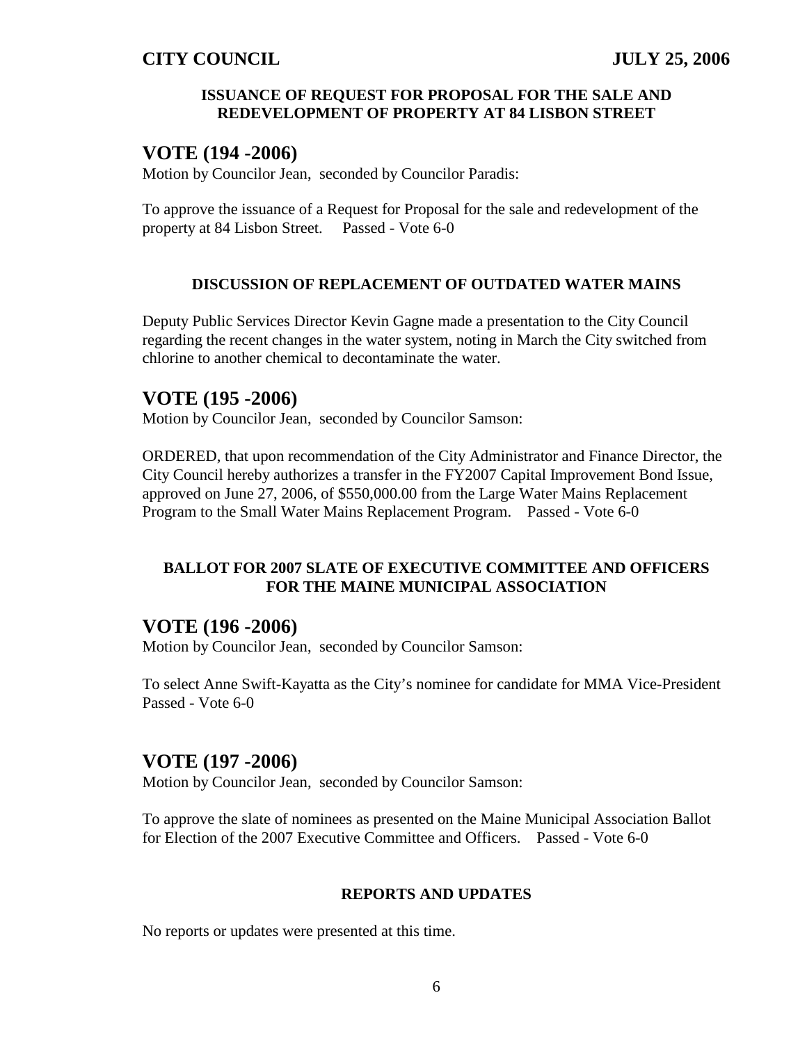#### ISSUANCE OF REQUEST FOR PROPOSAL FOR THE SALE AND REDEVELOPMENT OF PROPERTY AT 84 LISBON STREET

## VOTE (194 -2006)

Motion by Councilor Jean, seconded by Councilor Paradis:

To approve the issuance of a Request for Proposal for the sale and redevelopment of the property at 84 Lisbon Street. Passed - Vote 6-0

#### DISCUSSION OF REPLACEMENT OF OUTDATED WATER MAINS

Deputy Public Services Director Kevin Gagne made a presentation to the City Council regarding the recent changes in the water system, noting in March the City switched from chlorine to another chemical to decontaminate the water.

## VOTE (195 -2006)

Motion by Councilor Jean, seconded by Councilor Samson:

ORDERED, that upon recommendation of the City Administrator and Finance Director, the City Council hereby authorizes a transfer in the FY2007 Capital Improvement Bond Issue, approved on June 27, 2006, of $550,000.00 from the Large Water Mains Replacement Program to the Small Water Mains Replacement Program. Passed - Vote 6-0

#### BALLOT FOR 2007 SLATE OF EXECUTIVE COMMITTEE AND OFFICERS FOR THE MAINE MUNICIPAL ASSOCIATION

## VOTE (196 -2006)

Motion by Councilor Jean, seconded by Councilor Samson:

To select Anne Swift-Kayatta as the City's nominee for candidate for MMA Vice-President Passed - Vote 6-0

## VOTE (197 -2006)

Motion by Councilor Jean, seconded by Councilor Samson:

To approve the slate of nominees as presented on the Maine Municipal Association Ballot for Election of the 2007 Executive Committee and Officers. Passed - Vote 6-0

#### REPORTS AND UPDATES

No reports or updates were presented at this time.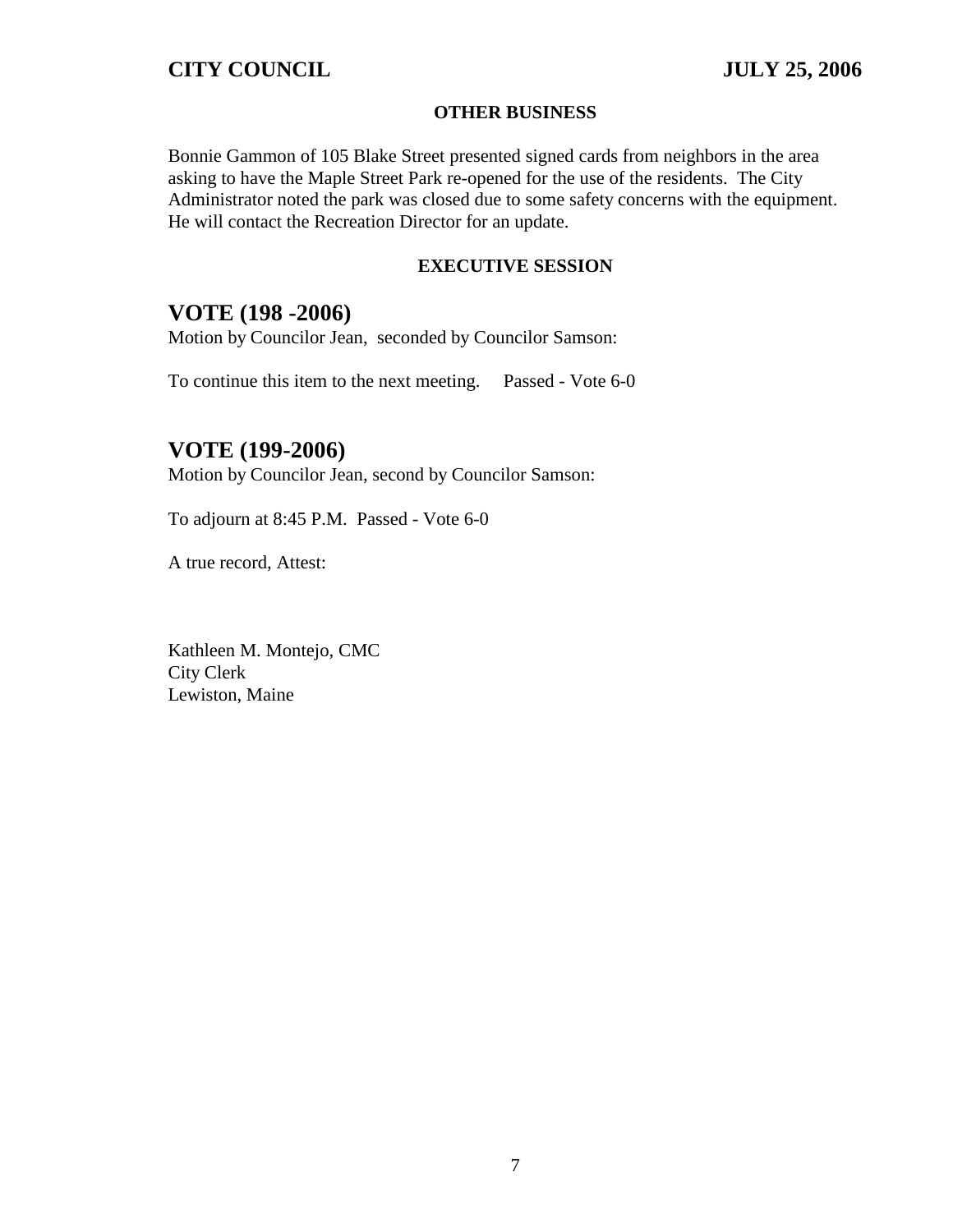**OTHER BUSINESS**

Bonnie Gammon of 105 Blake Street presented signed cards from neighbors in the area asking to have the Maple Street Park re-opened for the use of the residents. The City Administrator noted the park was closed due to some safety concerns with the equipment. He will contact the Recreation Director for an update.

**EXECUTIVE SESSION**

## VOTE (198 -2006)

Motion by Councilor Jean, seconded by Councilor Samson:

To continue this item to the next meeting. Passed - Vote 6-0

## VOTE (199-2006)

Motion by Councilor Jean, second by Councilor Samson:

To adjourn at 8:45 P.M. Passed - Vote 6-0

A true record, Attest:

Kathleen M. Montejo, CMC
City Clerk
Lewiston, Maine